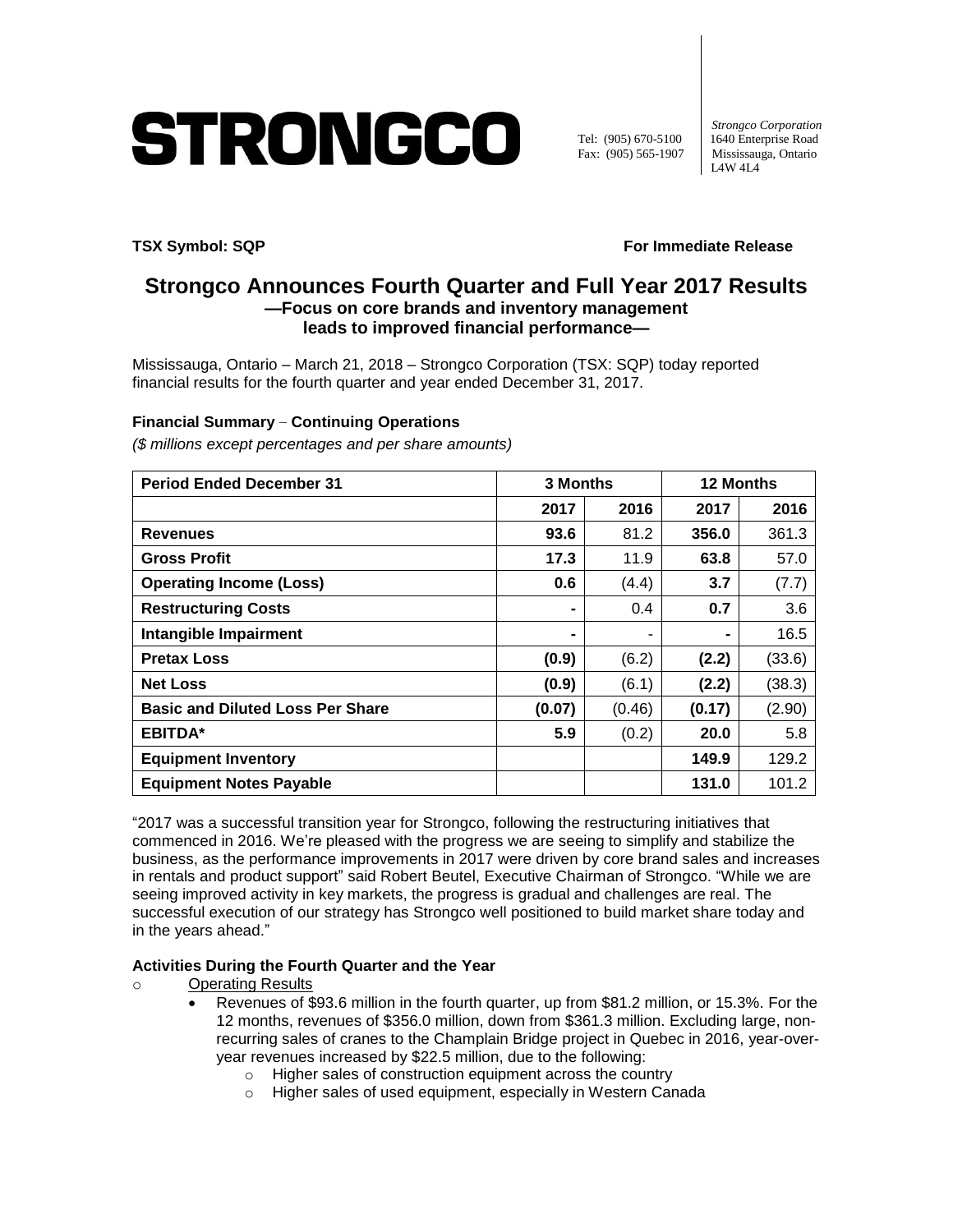# STRONGCO

Tel: (905) 670-5100
Fax: (905) 565-1907

*Strongco Corporation*
1640 Enterprise Road
Mississauga, Ontario
L4W 4L4

**TSX Symbol: SQP** **For Immediate Release**

## Strongco Announces Fourth Quarter and Full Year 2017 Results

### —Focus on core brands and inventory management leads to improved financial performance—

Mississauga, Ontario – March 21, 2018 – Strongco Corporation (TSX: SQP) today reported financial results for the fourth quarter and year ended December 31, 2017.

**Financial Summary – Continuing Operations**

*($ millions except percentages and per share amounts)*

| Period Ended December 31 | 3 Months | | 12 Months | |
|---|---|---|---|---|
| | 2017 | 2016 | 2017 | 2016 |
| **Revenues** | **93.6** | 81.2 | **356.0** | 361.3 |
| **Gross Profit** | **17.3** | 11.9 | **63.8** | 57.0 |
| **Operating Income (Loss)** | **0.6** | (4.4) | **3.7** | (7.7) |
| **Restructuring Costs** | **-** | 0.4 | **0.7** | 3.6 |
| **Intangible Impairment** | **-** | - | **-** | 16.5 |
| **Pretax Loss** | **(0.9)** | (6.2) | **(2.2)** | (33.6) |
| **Net Loss** | **(0.9)** | (6.1) | **(2.2)** | (38.3) |
| **Basic and Diluted Loss Per Share** | **(0.07)** | (0.46) | **(0.17)** | (2.90) |
| **EBITDA*** | **5.9** | (0.2) | **20.0** | 5.8 |
| **Equipment Inventory** | | | **149.9** | 129.2 |
| **Equipment Notes Payable** | | | **131.0** | 101.2 |

"2017 was a successful transition year for Strongco, following the restructuring initiatives that commenced in 2016. We're pleased with the progress we are seeing to simplify and stabilize the business, as the performance improvements in 2017 were driven by core brand sales and increases in rentals and product support" said Robert Beutel, Executive Chairman of Strongco. "While we are seeing improved activity in key markets, the progress is gradual and challenges are real. The successful execution of our strategy has Strongco well positioned to build market share today and in the years ahead."

**Activities During the Fourth Quarter and the Year**

- Operating Results
  - Revenues of $93.6 million in the fourth quarter, up from $81.2 million, or 15.3%. For the 12 months, revenues of $356.0 million, down from $361.3 million. Excluding large, non-recurring sales of cranes to the Champlain Bridge project in Quebec in 2016, year-over-year revenues increased by $22.5 million, due to the following:
    - Higher sales of construction equipment across the country
    - Higher sales of used equipment, especially in Western Canada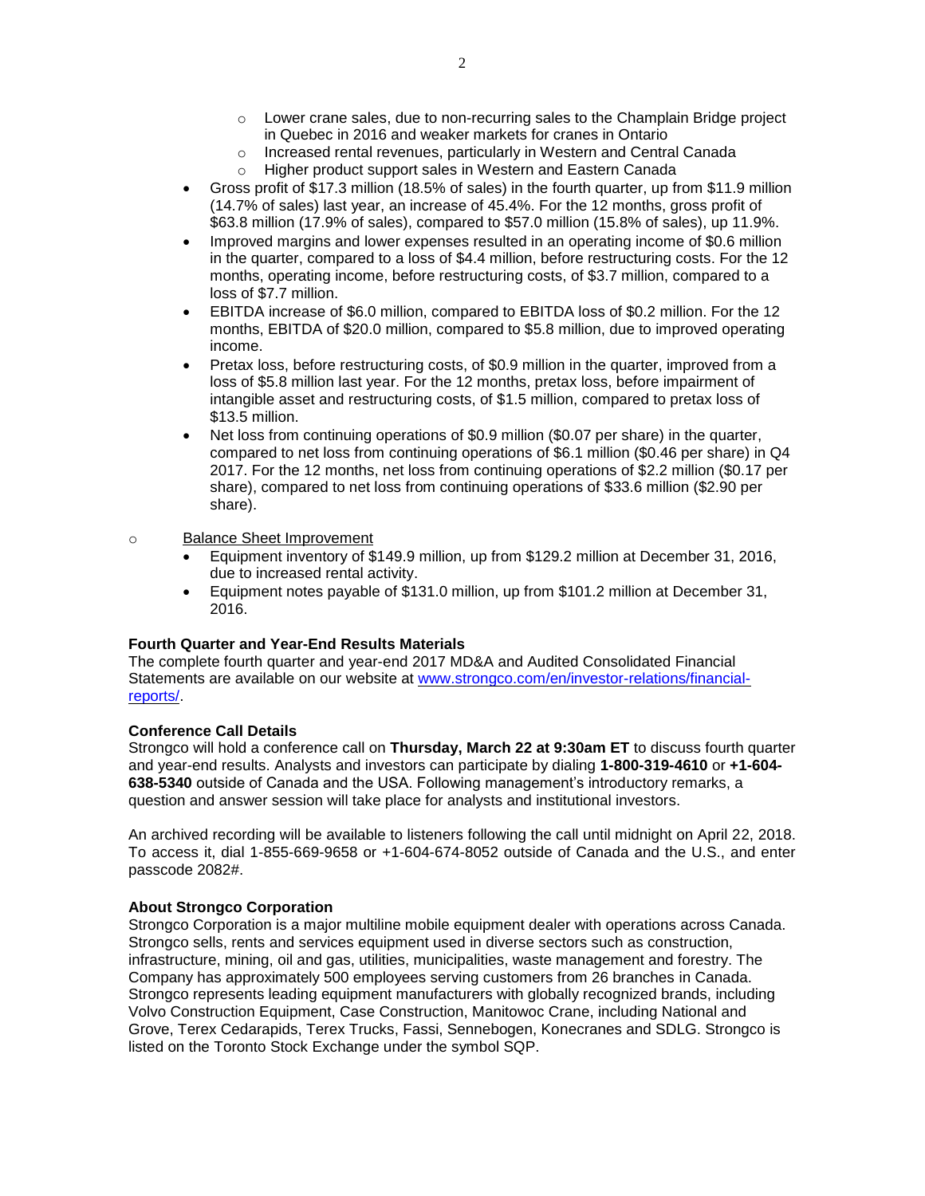- Lower crane sales, due to non-recurring sales to the Champlain Bridge project in Quebec in 2016 and weaker markets for cranes in Ontario
  - Increased rental revenues, particularly in Western and Central Canada
  - Higher product support sales in Western and Eastern Canada
- Gross profit of $17.3 million (18.5% of sales) in the fourth quarter, up from $11.9 million (14.7% of sales) last year, an increase of 45.4%. For the 12 months, gross profit of $63.8 million (17.9% of sales), compared to $57.0 million (15.8% of sales), up 11.9%.
- Improved margins and lower expenses resulted in an operating income of $0.6 million in the quarter, compared to a loss of $4.4 million, before restructuring costs. For the 12 months, operating income, before restructuring costs, of $3.7 million, compared to a loss of $7.7 million.
- EBITDA increase of $6.0 million, compared to EBITDA loss of $0.2 million. For the 12 months, EBITDA of $20.0 million, compared to $5.8 million, due to improved operating income.
- Pretax loss, before restructuring costs, of $0.9 million in the quarter, improved from a loss of $5.8 million last year. For the 12 months, pretax loss, before impairment of intangible asset and restructuring costs, of $1.5 million, compared to pretax loss of $13.5 million.
- Net loss from continuing operations of $0.9 million ($0.07 per share) in the quarter, compared to net loss from continuing operations of $6.1 million ($0.46 per share) in Q4 2017. For the 12 months, net loss from continuing operations of $2.2 million ($0.17 per share), compared to net loss from continuing operations of $33.6 million ($2.90 per share).

- Balance Sheet Improvement
  - Equipment inventory of $149.9 million, up from $129.2 million at December 31, 2016, due to increased rental activity.
  - Equipment notes payable of $131.0 million, up from $101.2 million at December 31, 2016.

**Fourth Quarter and Year-End Results Materials**

The complete fourth quarter and year-end 2017 MD&A and Audited Consolidated Financial Statements are available on our website at www.strongco.com/en/investor-relations/financial-reports/.

**Conference Call Details**

Strongco will hold a conference call on **Thursday, March 22 at 9:30am ET** to discuss fourth quarter and year-end results. Analysts and investors can participate by dialing **1-800-319-4610** or **+1-604-638-5340** outside of Canada and the USA. Following management's introductory remarks, a question and answer session will take place for analysts and institutional investors.

An archived recording will be available to listeners following the call until midnight on April 22, 2018. To access it, dial 1-855-669-9658 or +1-604-674-8052 outside of Canada and the U.S., and enter passcode 2082#.

**About Strongco Corporation**

Strongco Corporation is a major multiline mobile equipment dealer with operations across Canada. Strongco sells, rents and services equipment used in diverse sectors such as construction, infrastructure, mining, oil and gas, utilities, municipalities, waste management and forestry. The Company has approximately 500 employees serving customers from 26 branches in Canada. Strongco represents leading equipment manufacturers with globally recognized brands, including Volvo Construction Equipment, Case Construction, Manitowoc Crane, including National and Grove, Terex Cedarapids, Terex Trucks, Fassi, Sennebogen, Konecranes and SDLG. Strongco is listed on the Toronto Stock Exchange under the symbol SQP.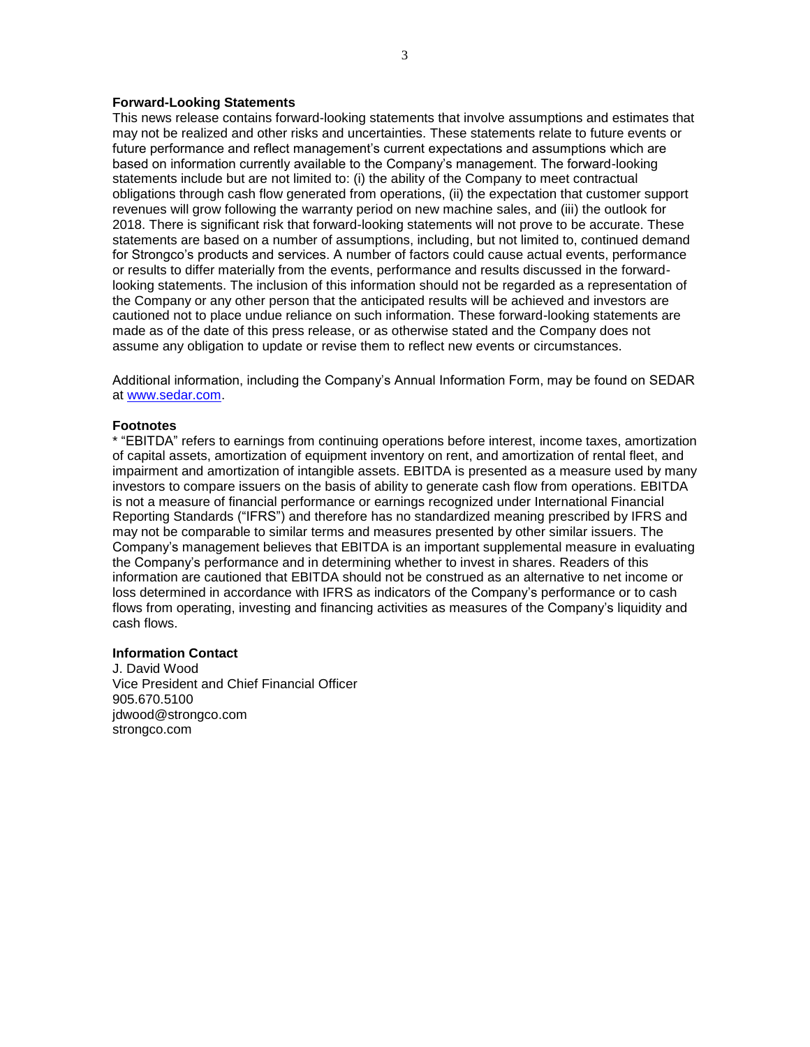**Forward-Looking Statements**

This news release contains forward-looking statements that involve assumptions and estimates that may not be realized and other risks and uncertainties. These statements relate to future events or future performance and reflect management's current expectations and assumptions which are based on information currently available to the Company's management. The forward-looking statements include but are not limited to: (i) the ability of the Company to meet contractual obligations through cash flow generated from operations, (ii) the expectation that customer support revenues will grow following the warranty period on new machine sales, and (iii) the outlook for 2018. There is significant risk that forward-looking statements will not prove to be accurate. These statements are based on a number of assumptions, including, but not limited to, continued demand for Strongco's products and services. A number of factors could cause actual events, performance or results to differ materially from the events, performance and results discussed in the forward-looking statements. The inclusion of this information should not be regarded as a representation of the Company or any other person that the anticipated results will be achieved and investors are cautioned not to place undue reliance on such information. These forward-looking statements are made as of the date of this press release, or as otherwise stated and the Company does not assume any obligation to update or revise them to reflect new events or circumstances.

Additional information, including the Company's Annual Information Form, may be found on SEDAR at [www.sedar.com](http://www.sedar.com).

**Footnotes**

* "EBITDA" refers to earnings from continuing operations before interest, income taxes, amortization of capital assets, amortization of equipment inventory on rent, and amortization of rental fleet, and impairment and amortization of intangible assets. EBITDA is presented as a measure used by many investors to compare issuers on the basis of ability to generate cash flow from operations. EBITDA is not a measure of financial performance or earnings recognized under International Financial Reporting Standards ("IFRS") and therefore has no standardized meaning prescribed by IFRS and may not be comparable to similar terms and measures presented by other similar issuers. The Company's management believes that EBITDA is an important supplemental measure in evaluating the Company's performance and in determining whether to invest in shares. Readers of this information are cautioned that EBITDA should not be construed as an alternative to net income or loss determined in accordance with IFRS as indicators of the Company's performance or to cash flows from operating, investing and financing activities as measures of the Company's liquidity and cash flows.

**Information Contact**

J. David Wood
Vice President and Chief Financial Officer
905.670.5100
jdwood@strongco.com
strongco.com